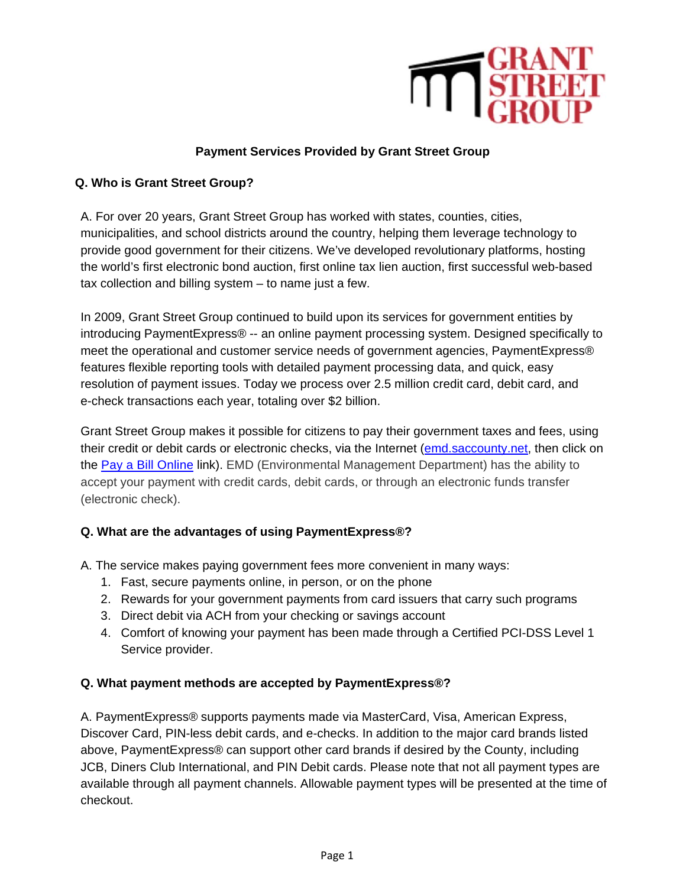## Payment Services Provided by Grant Street Group

**Q. Who is Grant Street Group?**

A. For over 20 years, Grant Street Group has worked with states, counties, cities, municipalities, and school districts around the country, helping them leverage technology to provide good government for their citizens. We've developed revolutionary platforms, hosting the world's first electronic bond auction, first online tax lien auction, first successful web-based tax collection and billing system – to name just a few.

In 2009, Grant Street Group continued to build upon its services for government entities by introducing PaymentExpress® -- an online payment processing system. Designed specifically to meet the operational and customer service needs of government agencies, PaymentExpress® features flexible reporting tools with detailed payment processing data, and quick, easy resolution of payment issues. Today we process over 2.5 million credit card, debit card, and e-check transactions each year, totaling over $2 billion.

Grant Street Group makes it possible for citizens to pay their government taxes and fees, using their credit or debit cards or electronic checks, via the Internet (emd.saccounty.net, then click on the Pay a Bill Online link). EMD (Environmental Management Department) has the ability to accept your payment with credit cards, debit cards, or through an electronic funds transfer (electronic check).

**Q. What are the advantages of using PaymentExpress®?**

A. The service makes paying government fees more convenient in many ways:

1. Fast, secure payments online, in person, or on the phone
2. Rewards for your government payments from card issuers that carry such programs
3. Direct debit via ACH from your checking or savings account
4. Comfort of knowing your payment has been made through a Certified PCI-DSS Level 1 Service provider.

**Q. What payment methods are accepted by PaymentExpress®?**

A. PaymentExpress® supports payments made via MasterCard, Visa, American Express, Discover Card, PIN-less debit cards, and e-checks. In addition to the major card brands listed above, PaymentExpress® can support other card brands if desired by the County, including JCB, Diners Club International, and PIN Debit cards. Please note that not all payment types are available through all payment channels. Allowable payment types will be presented at the time of checkout.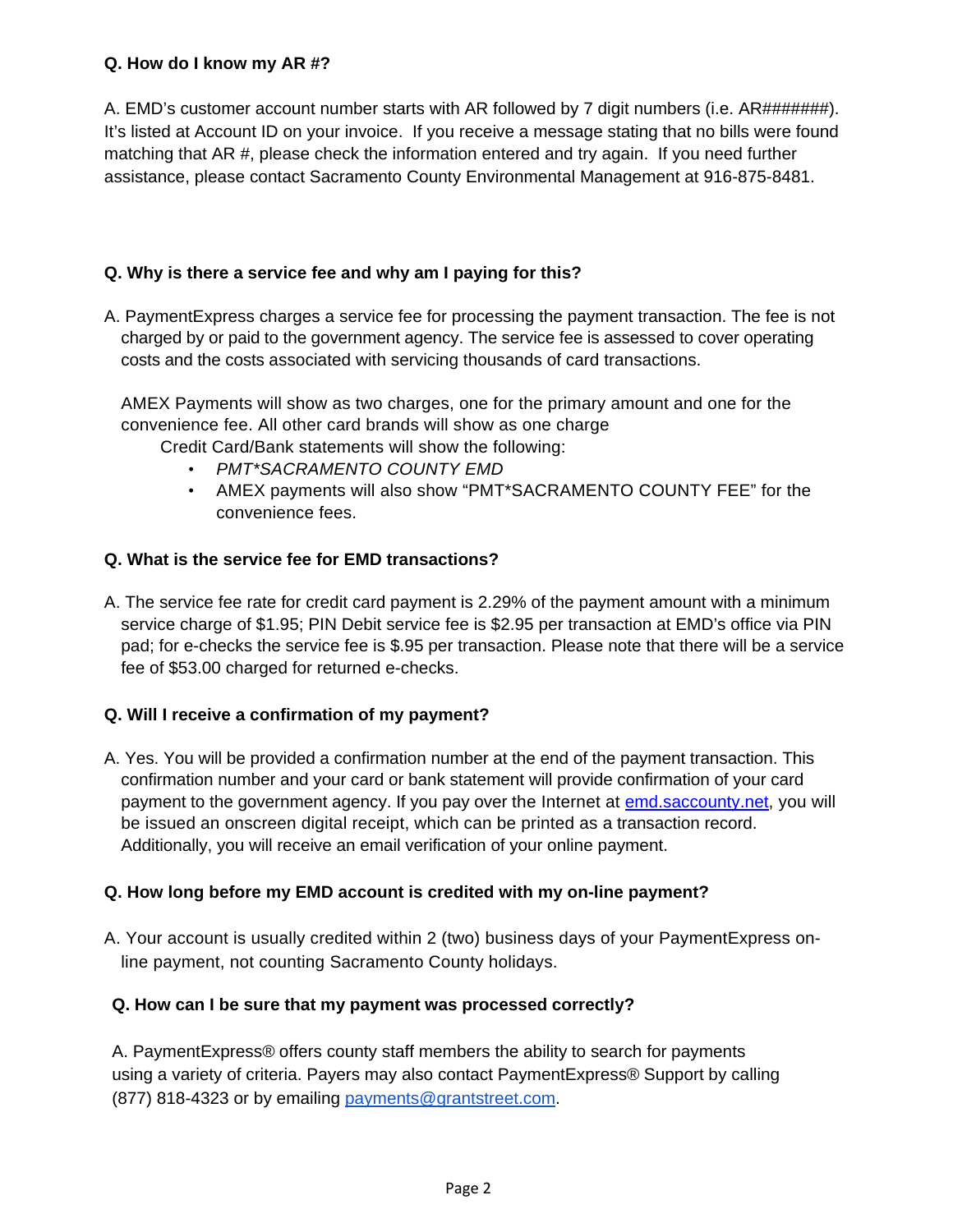**Q. How do I know my AR #?**

A. EMD's customer account number starts with AR followed by 7 digit numbers (i.e. AR#######). It's listed at Account ID on your invoice. If you receive a message stating that no bills were found matching that AR #, please check the information entered and try again. If you need further assistance, please contact Sacramento County Environmental Management at 916-875-8481.

**Q. Why is there a service fee and why am I paying for this?**

A. PaymentExpress charges a service fee for processing the payment transaction. The fee is not charged by or paid to the government agency. The service fee is assessed to cover operating costs and the costs associated with servicing thousands of card transactions.

AMEX Payments will show as two charges, one for the primary amount and one for the convenience fee. All other card brands will show as one charge

Credit Card/Bank statements will show the following:

- *PMT*SACRAMENTO COUNTY EMD*
- AMEX payments will also show "PMT*SACRAMENTO COUNTY FEE" for the convenience fees.

**Q. What is the service fee for EMD transactions?**

A. The service fee rate for credit card payment is 2.29% of the payment amount with a minimum service charge of $1.95; PIN Debit service fee is $2.95 per transaction at EMD's office via PIN pad; for e-checks the service fee is $.95 per transaction. Please note that there will be a service fee of $53.00 charged for returned e-checks.

**Q. Will I receive a confirmation of my payment?**

A. Yes. You will be provided a confirmation number at the end of the payment transaction. This confirmation number and your card or bank statement will provide confirmation of your card payment to the government agency. If you pay over the Internet at [emd.saccounty.net](emd.saccounty.net), you will be issued an onscreen digital receipt, which can be printed as a transaction record. Additionally, you will receive an email verification of your online payment.

**Q. How long before my EMD account is credited with my on-line payment?**

A. Your account is usually credited within 2 (two) business days of your PaymentExpress on-line payment, not counting Sacramento County holidays.

**Q. How can I be sure that my payment was processed correctly?**

A. PaymentExpress® offers county staff members the ability to search for payments using a variety of criteria. Payers may also contact PaymentExpress® Support by calling (877) 818-4323 or by emailing [payments@grantstreet.com](mailto:payments@grantstreet.com).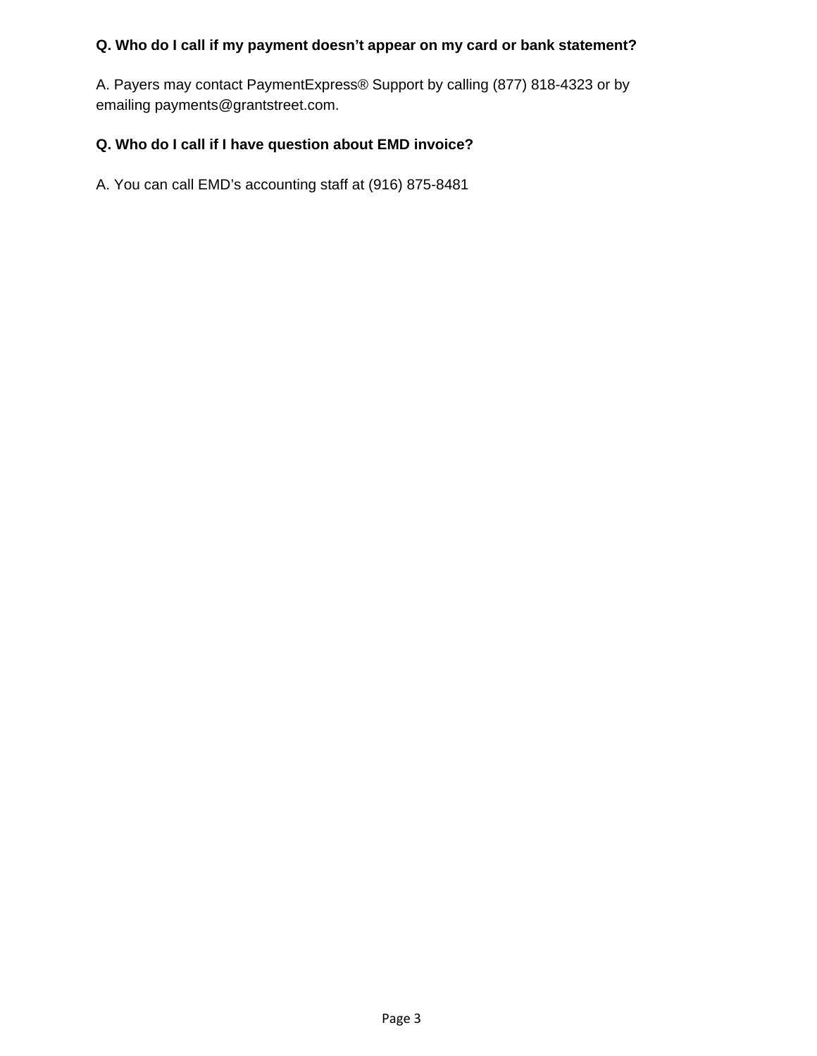**Q. Who do I call if my payment doesn't appear on my card or bank statement?**

A. Payers may contact PaymentExpress® Support by calling (877) 818-4323 or by emailing payments@grantstreet.com.

**Q. Who do I call if I have question about EMD invoice?**

A. You can call EMD's accounting staff at (916) 875-8481